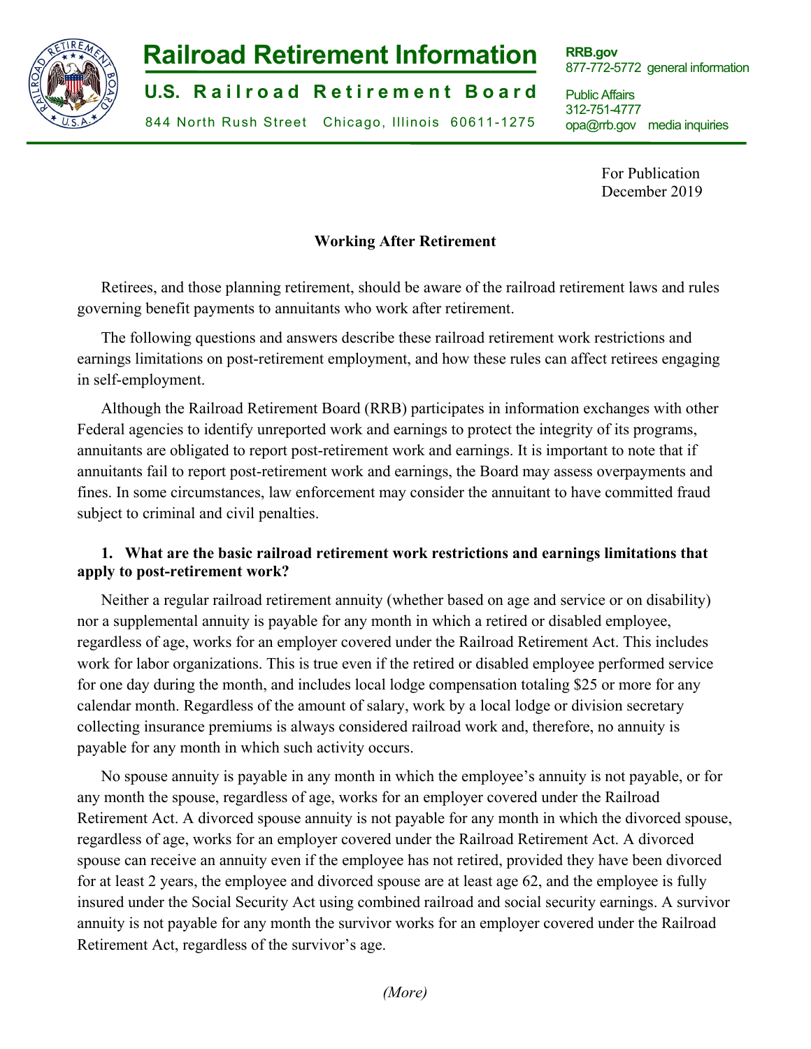# Railroad Retirement Information

**U.S. Railroad Retirement Board**

844 North Rush Street Chicago, Illinois 60611-1275

**RRB.gov**
877-772-5772 general information

Public Affairs
312-751-4777
opa@rrb.gov media inquiries

For Publication
December 2019

## Working After Retirement

Retirees, and those planning retirement, should be aware of the railroad retirement laws and rules governing benefit payments to annuitants who work after retirement.

The following questions and answers describe these railroad retirement work restrictions and earnings limitations on post-retirement employment, and how these rules can affect retirees engaging in self-employment.

Although the Railroad Retirement Board (RRB) participates in information exchanges with other Federal agencies to identify unreported work and earnings to protect the integrity of its programs, annuitants are obligated to report post-retirement work and earnings. It is important to note that if annuitants fail to report post-retirement work and earnings, the Board may assess overpayments and fines. In some circumstances, law enforcement may consider the annuitant to have committed fraud subject to criminal and civil penalties.

**1. What are the basic railroad retirement work restrictions and earnings limitations that apply to post-retirement work?**

Neither a regular railroad retirement annuity (whether based on age and service or on disability) nor a supplemental annuity is payable for any month in which a retired or disabled employee, regardless of age, works for an employer covered under the Railroad Retirement Act. This includes work for labor organizations. This is true even if the retired or disabled employee performed service for one day during the month, and includes local lodge compensation totaling $25 or more for any calendar month. Regardless of the amount of salary, work by a local lodge or division secretary collecting insurance premiums is always considered railroad work and, therefore, no annuity is payable for any month in which such activity occurs.

No spouse annuity is payable in any month in which the employee's annuity is not payable, or for any month the spouse, regardless of age, works for an employer covered under the Railroad Retirement Act. A divorced spouse annuity is not payable for any month in which the divorced spouse, regardless of age, works for an employer covered under the Railroad Retirement Act. A divorced spouse can receive an annuity even if the employee has not retired, provided they have been divorced for at least 2 years, the employee and divorced spouse are at least age 62, and the employee is fully insured under the Social Security Act using combined railroad and social security earnings. A survivor annuity is not payable for any month the survivor works for an employer covered under the Railroad Retirement Act, regardless of the survivor's age.

*(More)*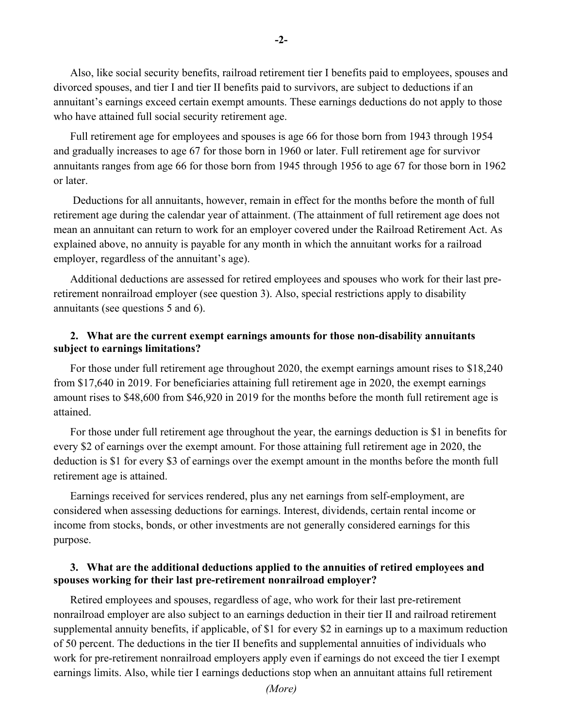Also, like social security benefits, railroad retirement tier I benefits paid to employees, spouses and divorced spouses, and tier I and tier II benefits paid to survivors, are subject to deductions if an annuitant's earnings exceed certain exempt amounts. These earnings deductions do not apply to those who have attained full social security retirement age.

Full retirement age for employees and spouses is age 66 for those born from 1943 through 1954 and gradually increases to age 67 for those born in 1960 or later. Full retirement age for survivor annuitants ranges from age 66 for those born from 1945 through 1956 to age 67 for those born in 1962 or later.

Deductions for all annuitants, however, remain in effect for the months before the month of full retirement age during the calendar year of attainment. (The attainment of full retirement age does not mean an annuitant can return to work for an employer covered under the Railroad Retirement Act. As explained above, no annuity is payable for any month in which the annuitant works for a railroad employer, regardless of the annuitant's age).

Additional deductions are assessed for retired employees and spouses who work for their last pre-retirement nonrailroad employer (see question 3). Also, special restrictions apply to disability annuitants (see questions 5 and 6).

**2. What are the current exempt earnings amounts for those non-disability annuitants subject to earnings limitations?**

For those under full retirement age throughout 2020, the exempt earnings amount rises to $18,240 from $17,640 in 2019. For beneficiaries attaining full retirement age in 2020, the exempt earnings amount rises to $48,600 from $46,920 in 2019 for the months before the month full retirement age is attained.

For those under full retirement age throughout the year, the earnings deduction is $1 in benefits for every $2 of earnings over the exempt amount. For those attaining full retirement age in 2020, the deduction is $1 for every $3 of earnings over the exempt amount in the months before the month full retirement age is attained.

Earnings received for services rendered, plus any net earnings from self-employment, are considered when assessing deductions for earnings. Interest, dividends, certain rental income or income from stocks, bonds, or other investments are not generally considered earnings for this purpose.

**3. What are the additional deductions applied to the annuities of retired employees and spouses working for their last pre-retirement nonrailroad employer?**

Retired employees and spouses, regardless of age, who work for their last pre-retirement nonrailroad employer are also subject to an earnings deduction in their tier II and railroad retirement supplemental annuity benefits, if applicable, of $1 for every $2 in earnings up to a maximum reduction of 50 percent. The deductions in the tier II benefits and supplemental annuities of individuals who work for pre-retirement nonrailroad employers apply even if earnings do not exceed the tier I exempt earnings limits. Also, while tier I earnings deductions stop when an annuitant attains full retirement

*(More)*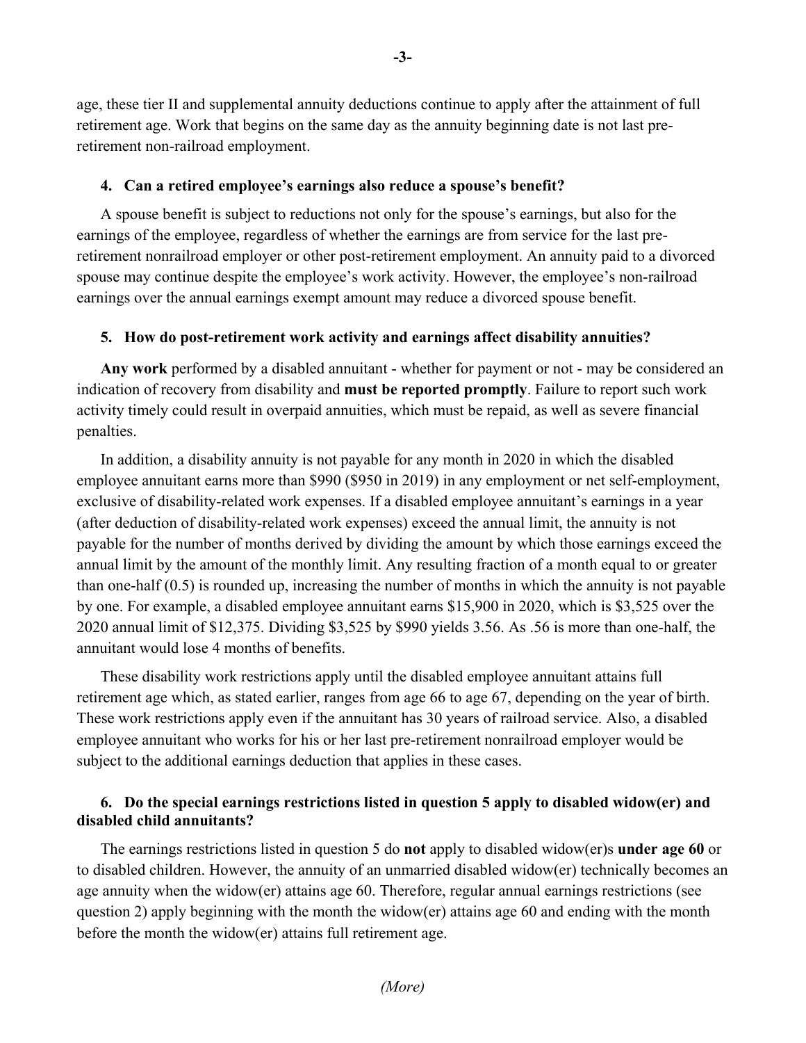age, these tier II and supplemental annuity deductions continue to apply after the attainment of full retirement age. Work that begins on the same day as the annuity beginning date is not last pre-retirement non-railroad employment.

### 4. Can a retired employee's earnings also reduce a spouse's benefit?

A spouse benefit is subject to reductions not only for the spouse's earnings, but also for the earnings of the employee, regardless of whether the earnings are from service for the last pre-retirement nonrailroad employer or other post-retirement employment. An annuity paid to a divorced spouse may continue despite the employee's work activity. However, the employee's non-railroad earnings over the annual earnings exempt amount may reduce a divorced spouse benefit.

### 5. How do post-retirement work activity and earnings affect disability annuities?

**Any work** performed by a disabled annuitant - whether for payment or not - may be considered an indication of recovery from disability and **must be reported promptly**. Failure to report such work activity timely could result in overpaid annuities, which must be repaid, as well as severe financial penalties.

In addition, a disability annuity is not payable for any month in 2020 in which the disabled employee annuitant earns more than $990 ($950 in 2019) in any employment or net self-employment, exclusive of disability-related work expenses. If a disabled employee annuitant's earnings in a year (after deduction of disability-related work expenses) exceed the annual limit, the annuity is not payable for the number of months derived by dividing the amount by which those earnings exceed the annual limit by the amount of the monthly limit. Any resulting fraction of a month equal to or greater than one-half (0.5) is rounded up, increasing the number of months in which the annuity is not payable by one. For example, a disabled employee annuitant earns $15,900 in 2020, which is $3,525 over the 2020 annual limit of $12,375. Dividing $3,525 by $990 yields 3.56. As .56 is more than one-half, the annuitant would lose 4 months of benefits.

These disability work restrictions apply until the disabled employee annuitant attains full retirement age which, as stated earlier, ranges from age 66 to age 67, depending on the year of birth. These work restrictions apply even if the annuitant has 30 years of railroad service. Also, a disabled employee annuitant who works for his or her last pre-retirement nonrailroad employer would be subject to the additional earnings deduction that applies in these cases.

### 6. Do the special earnings restrictions listed in question 5 apply to disabled widow(er) and disabled child annuitants?

The earnings restrictions listed in question 5 do **not** apply to disabled widow(er)s **under age 60** or to disabled children. However, the annuity of an unmarried disabled widow(er) technically becomes an age annuity when the widow(er) attains age 60. Therefore, regular annual earnings restrictions (see question 2) apply beginning with the month the widow(er) attains age 60 and ending with the month before the month the widow(er) attains full retirement age.

*(More)*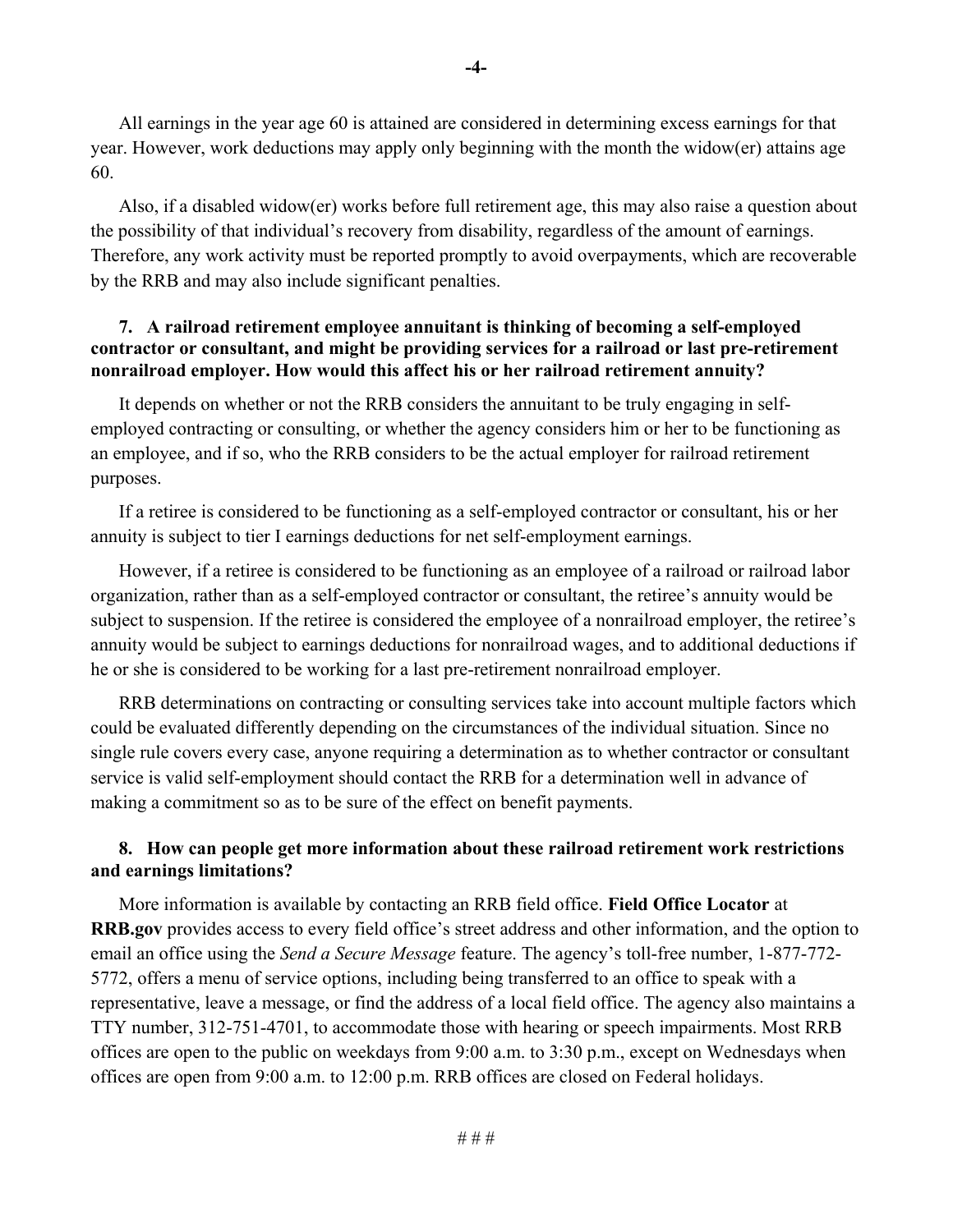All earnings in the year age 60 is attained are considered in determining excess earnings for that year. However, work deductions may apply only beginning with the month the widow(er) attains age 60.

Also, if a disabled widow(er) works before full retirement age, this may also raise a question about the possibility of that individual's recovery from disability, regardless of the amount of earnings. Therefore, any work activity must be reported promptly to avoid overpayments, which are recoverable by the RRB and may also include significant penalties.

**7. A railroad retirement employee annuitant is thinking of becoming a self-employed contractor or consultant, and might be providing services for a railroad or last pre-retirement nonrailroad employer. How would this affect his or her railroad retirement annuity?**

It depends on whether or not the RRB considers the annuitant to be truly engaging in self-employed contracting or consulting, or whether the agency considers him or her to be functioning as an employee, and if so, who the RRB considers to be the actual employer for railroad retirement purposes.

If a retiree is considered to be functioning as a self-employed contractor or consultant, his or her annuity is subject to tier I earnings deductions for net self-employment earnings.

However, if a retiree is considered to be functioning as an employee of a railroad or railroad labor organization, rather than as a self-employed contractor or consultant, the retiree's annuity would be subject to suspension. If the retiree is considered the employee of a nonrailroad employer, the retiree's annuity would be subject to earnings deductions for nonrailroad wages, and to additional deductions if he or she is considered to be working for a last pre-retirement nonrailroad employer.

RRB determinations on contracting or consulting services take into account multiple factors which could be evaluated differently depending on the circumstances of the individual situation. Since no single rule covers every case, anyone requiring a determination as to whether contractor or consultant service is valid self-employment should contact the RRB for a determination well in advance of making a commitment so as to be sure of the effect on benefit payments.

**8. How can people get more information about these railroad retirement work restrictions and earnings limitations?**

More information is available by contacting an RRB field office. **Field Office Locator** at **RRB.gov** provides access to every field office's street address and other information, and the option to email an office using the *Send a Secure Message* feature. The agency's toll-free number, 1-877-772-5772, offers a menu of service options, including being transferred to an office to speak with a representative, leave a message, or find the address of a local field office. The agency also maintains a TTY number, 312-751-4701, to accommodate those with hearing or speech impairments. Most RRB offices are open to the public on weekdays from 9:00 a.m. to 3:30 p.m., except on Wednesdays when offices are open from 9:00 a.m. to 12:00 p.m. RRB offices are closed on Federal holidays.

# # #